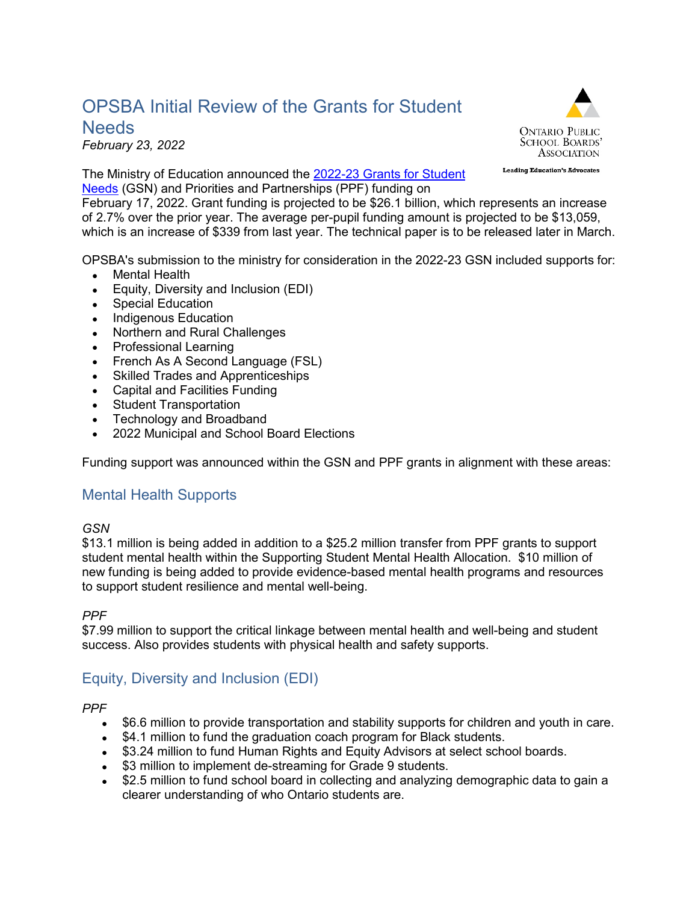# OPSBA Initial Review of the Grants for Student Needs

*February 23, 2022*

ONTARIO PUBLIC SCHOOL BOARDS' ASSOCIATION

Leading Education's Advocates

The Ministry of Education announced the [2022-23 Grants for Student Needs](#) (GSN) and Priorities and Partnerships (PPF) funding on February 17, 2022. Grant funding is projected to be $26.1 billion, which represents an increase of 2.7% over the prior year. The average per-pupil funding amount is projected to be $13,059, which is an increase of $339 from last year. The technical paper is to be released later in March.

OPSBA's submission to the ministry for consideration in the 2022-23 GSN included supports for:

- Mental Health
- Equity, Diversity and Inclusion (EDI)
- Special Education
- Indigenous Education
- Northern and Rural Challenges
- Professional Learning
- French As A Second Language (FSL)
- Skilled Trades and Apprenticeships
- Capital and Facilities Funding
- Student Transportation
- Technology and Broadband
- 2022 Municipal and School Board Elections

Funding support was announced within the GSN and PPF grants in alignment with these areas:

## Mental Health Supports

*GSN*

$13.1 million is being added in addition to a $25.2 million transfer from PPF grants to support student mental health within the Supporting Student Mental Health Allocation. $10 million of new funding is being added to provide evidence-based mental health programs and resources to support student resilience and mental well-being.

*PPF*

$7.99 million to support the critical linkage between mental health and well-being and student success. Also provides students with physical health and safety supports.

## Equity, Diversity and Inclusion (EDI)

*PPF*

- $6.6 million to provide transportation and stability supports for children and youth in care.
- $4.1 million to fund the graduation coach program for Black students.
- $3.24 million to fund Human Rights and Equity Advisors at select school boards.
- $3 million to implement de-streaming for Grade 9 students.
- $2.5 million to fund school board in collecting and analyzing demographic data to gain a clearer understanding of who Ontario students are.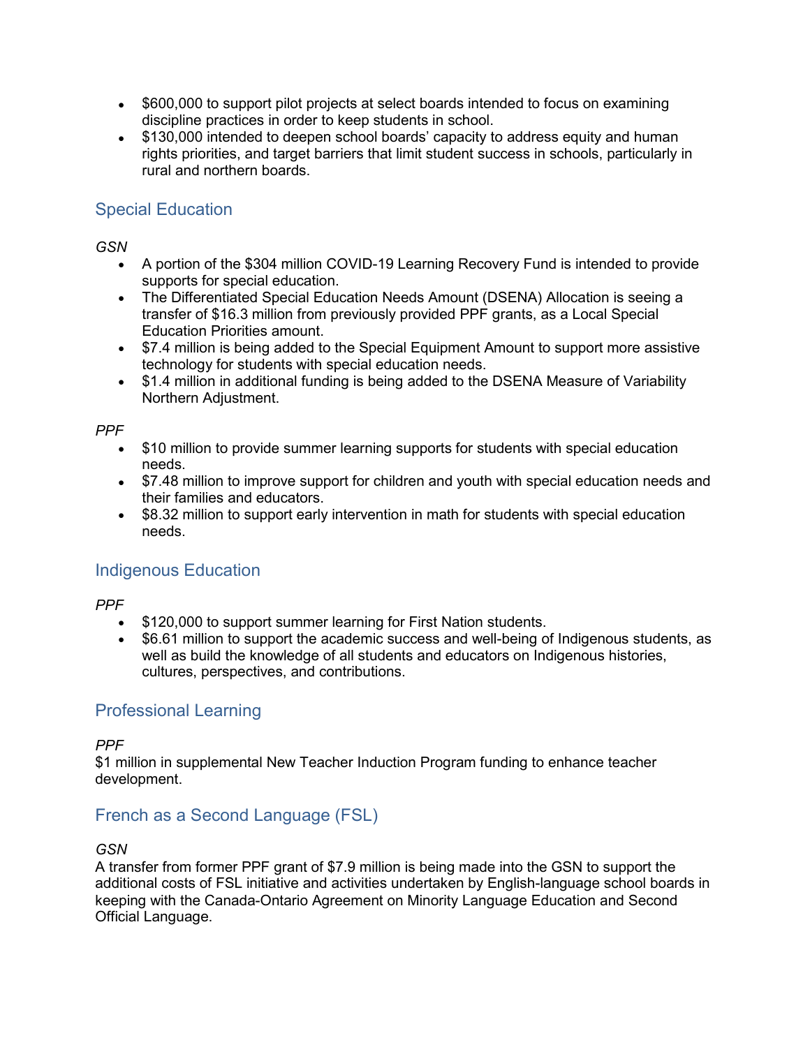- $600,000 to support pilot projects at select boards intended to focus on examining discipline practices in order to keep students in school.
- $130,000 intended to deepen school boards' capacity to address equity and human rights priorities, and target barriers that limit student success in schools, particularly in rural and northern boards.

## Special Education

*GSN*

- A portion of the $304 million COVID-19 Learning Recovery Fund is intended to provide supports for special education.
- The Differentiated Special Education Needs Amount (DSENA) Allocation is seeing a transfer of $16.3 million from previously provided PPF grants, as a Local Special Education Priorities amount.
- $7.4 million is being added to the Special Equipment Amount to support more assistive technology for students with special education needs.
- $1.4 million in additional funding is being added to the DSENA Measure of Variability Northern Adjustment.

*PPF*

- $10 million to provide summer learning supports for students with special education needs.
- $7.48 million to improve support for children and youth with special education needs and their families and educators.
- $8.32 million to support early intervention in math for students with special education needs.

## Indigenous Education

*PPF*

- $120,000 to support summer learning for First Nation students.
- $6.61 million to support the academic success and well-being of Indigenous students, as well as build the knowledge of all students and educators on Indigenous histories, cultures, perspectives, and contributions.

## Professional Learning

*PPF*

$1 million in supplemental New Teacher Induction Program funding to enhance teacher development.

## French as a Second Language (FSL)

*GSN*

A transfer from former PPF grant of $7.9 million is being made into the GSN to support the additional costs of FSL initiative and activities undertaken by English-language school boards in keeping with the Canada-Ontario Agreement on Minority Language Education and Second Official Language.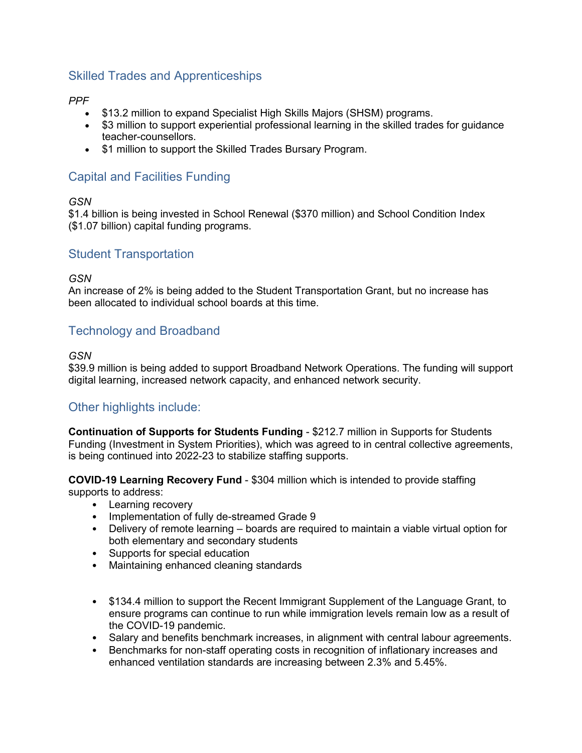## Skilled Trades and Apprenticeships

*PPF*

- $13.2 million to expand Specialist High Skills Majors (SHSM) programs.
- $3 million to support experiential professional learning in the skilled trades for guidance teacher-counsellors.
- $1 million to support the Skilled Trades Bursary Program.

## Capital and Facilities Funding

*GSN*

$1.4 billion is being invested in School Renewal ($370 million) and School Condition Index ($1.07 billion) capital funding programs.

## Student Transportation

*GSN*

An increase of 2% is being added to the Student Transportation Grant, but no increase has been allocated to individual school boards at this time.

## Technology and Broadband

*GSN*

$39.9 million is being added to support Broadband Network Operations. The funding will support digital learning, increased network capacity, and enhanced network security.

## Other highlights include:

**Continuation of Supports for Students Funding** - $212.7 million in Supports for Students Funding (Investment in System Priorities), which was agreed to in central collective agreements, is being continued into 2022-23 to stabilize staffing supports.

**COVID-19 Learning Recovery Fund** - $304 million which is intended to provide staffing supports to address:

- Learning recovery
- Implementation of fully de-streamed Grade 9
- Delivery of remote learning – boards are required to maintain a viable virtual option for both elementary and secondary students
- Supports for special education
- Maintaining enhanced cleaning standards

- $134.4 million to support the Recent Immigrant Supplement of the Language Grant, to ensure programs can continue to run while immigration levels remain low as a result of the COVID-19 pandemic.
- Salary and benefits benchmark increases, in alignment with central labour agreements.
- Benchmarks for non-staff operating costs in recognition of inflationary increases and enhanced ventilation standards are increasing between 2.3% and 5.45%.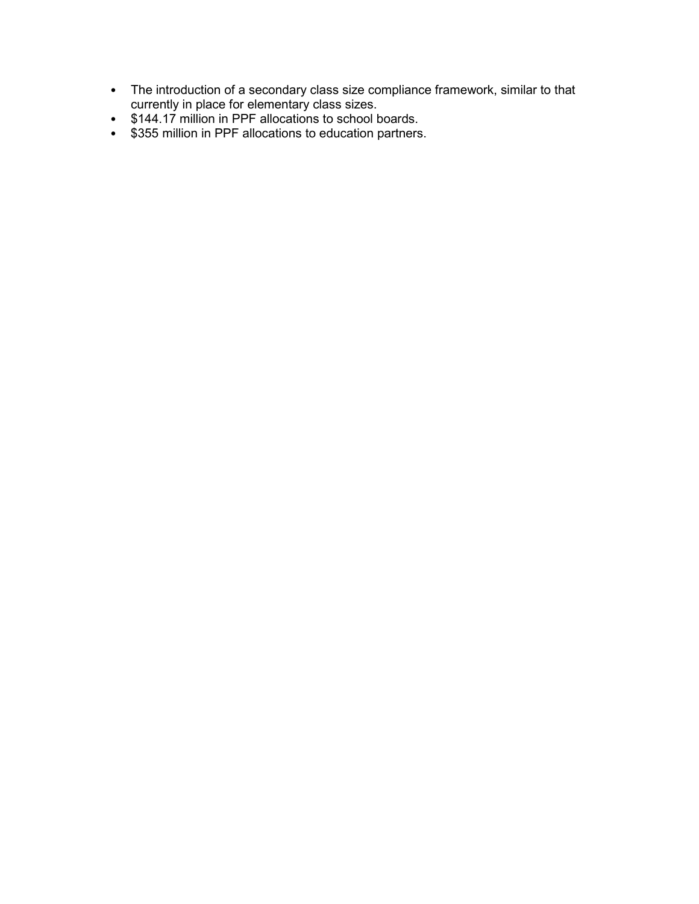- The introduction of a secondary class size compliance framework, similar to that currently in place for elementary class sizes.
- $144.17 million in PPF allocations to school boards.
- $355 million in PPF allocations to education partners.